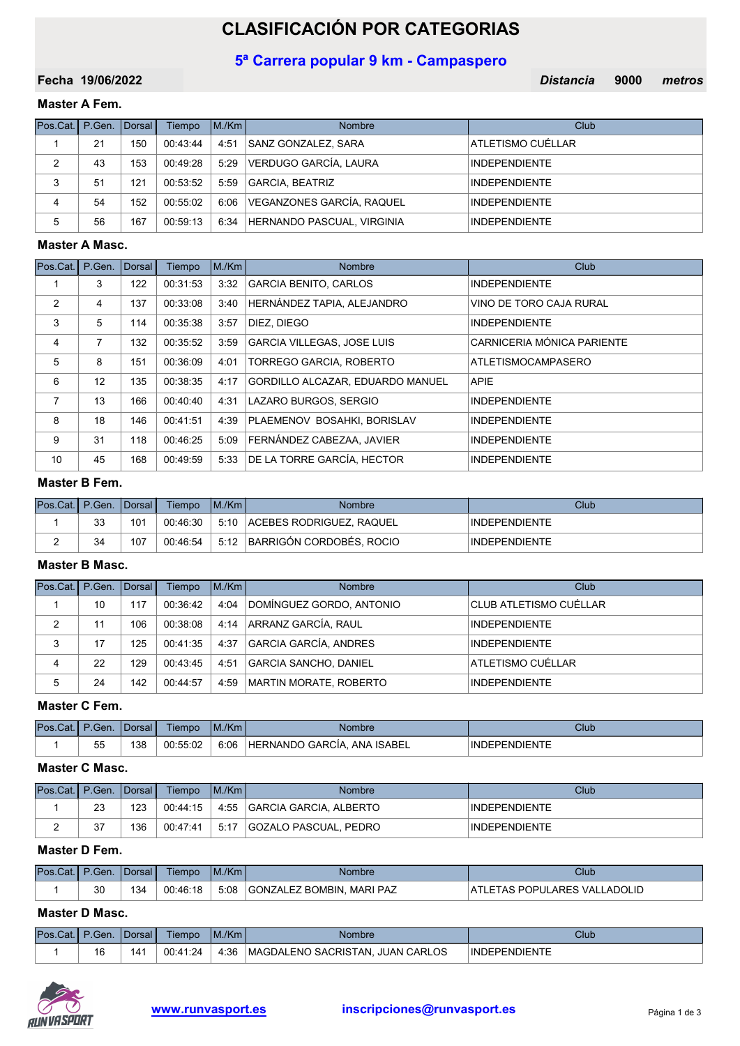# CLASIFICACIÓN POR CATEGORIAS

## 5ª Carrera popular 9 km - Campaspero

**Fecha 19/06/2022** | ***Distancia*** **9000** ***metros***

### Master A Fem.

| Pos.Cat. | P.Gen. | Dorsal | Tiempo | M./Km | Nombre | Club |
|---|---|---|---|---|---|---|
| 1 | 21 | 150 | 00:43:44 | 4:51 | SANZ GONZALEZ, SARA | ATLETISMO CUÉLLAR |
| 2 | 43 | 153 | 00:49:28 | 5:29 | VERDUGO GARCÍA, LAURA | INDEPENDIENTE |
| 3 | 51 | 121 | 00:53:52 | 5:59 | GARCIA, BEATRIZ | INDEPENDIENTE |
| 4 | 54 | 152 | 00:55:02 | 6:06 | VEGANZONES GARCÍA, RAQUEL | INDEPENDIENTE |
| 5 | 56 | 167 | 00:59:13 | 6:34 | HERNANDO PASCUAL, VIRGINIA | INDEPENDIENTE |

### Master A Masc.

| Pos.Cat. | P.Gen. | Dorsal | Tiempo | M./Km | Nombre | Club |
|---|---|---|---|---|---|---|
| 1 | 3 | 122 | 00:31:53 | 3:32 | GARCIA BENITO, CARLOS | INDEPENDIENTE |
| 2 | 4 | 137 | 00:33:08 | 3:40 | HERNÁNDEZ TAPIA, ALEJANDRO | VINO DE TORO CAJA RURAL |
| 3 | 5 | 114 | 00:35:38 | 3:57 | DIEZ, DIEGO | INDEPENDIENTE |
| 4 | 7 | 132 | 00:35:52 | 3:59 | GARCIA VILLEGAS, JOSE LUIS | CARNICERIA MÓNICA PARIENTE |
| 5 | 8 | 151 | 00:36:09 | 4:01 | TORREGO GARCIA, ROBERTO | ATLETISMOCAMPASERO |
| 6 | 12 | 135 | 00:38:35 | 4:17 | GORDILLO ALCAZAR, EDUARDO MANUEL | APIE |
| 7 | 13 | 166 | 00:40:40 | 4:31 | LAZARO BURGOS, SERGIO | INDEPENDIENTE |
| 8 | 18 | 146 | 00:41:51 | 4:39 | PLAEMENOV BOSAHKI, BORISLAV | INDEPENDIENTE |
| 9 | 31 | 118 | 00:46:25 | 5:09 | FERNÁNDEZ CABEZAA, JAVIER | INDEPENDIENTE |
| 10 | 45 | 168 | 00:49:59 | 5:33 | DE LA TORRE GARCÍA, HECTOR | INDEPENDIENTE |

### Master B Fem.

| Pos.Cat. | P.Gen. | Dorsal | Tiempo | M./Km | Nombre | Club |
|---|---|---|---|---|---|---|
| 1 | 33 | 101 | 00:46:30 | 5:10 | ACEBES RODRIGUEZ, RAQUEL | INDEPENDIENTE |
| 2 | 34 | 107 | 00:46:54 | 5:12 | BARRIGÓN CORDOBÉS, ROCIO | INDEPENDIENTE |

### Master B Masc.

| Pos.Cat. | P.Gen. | Dorsal | Tiempo | M./Km | Nombre | Club |
|---|---|---|---|---|---|---|
| 1 | 10 | 117 | 00:36:42 | 4:04 | DOMÍNGUEZ GORDO, ANTONIO | CLUB ATLETISMO CUÉLLAR |
| 2 | 11 | 106 | 00:38:08 | 4:14 | ARRANZ GARCÍA, RAUL | INDEPENDIENTE |
| 3 | 17 | 125 | 00:41:35 | 4:37 | GARCIA GARCÍA, ANDRES | INDEPENDIENTE |
| 4 | 22 | 129 | 00:43:45 | 4:51 | GARCIA SANCHO, DANIEL | ATLETISMO CUÉLLAR |
| 5 | 24 | 142 | 00:44:57 | 4:59 | MARTIN MORATE, ROBERTO | INDEPENDIENTE |

### Master C Fem.

| Pos.Cat. | P.Gen. | Dorsal | Tiempo | M./Km | Nombre | Club |
|---|---|---|---|---|---|---|
| 1 | 55 | 138 | 00:55:02 | 6:06 | HERNANDO GARCÍA, ANA ISABEL | INDEPENDIENTE |

### Master C Masc.

| Pos.Cat. | P.Gen. | Dorsal | Tiempo | M./Km | Nombre | Club |
|---|---|---|---|---|---|---|
| 1 | 23 | 123 | 00:44:15 | 4:55 | GARCIA GARCIA, ALBERTO | INDEPENDIENTE |
| 2 | 37 | 136 | 00:47:41 | 5:17 | GOZALO PASCUAL, PEDRO | INDEPENDIENTE |

### Master D Fem.

| Pos.Cat. | P.Gen. | Dorsal | Tiempo | M./Km | Nombre | Club |
|---|---|---|---|---|---|---|
| 1 | 30 | 134 | 00:46:18 | 5:08 | GONZALEZ BOMBIN, MARI PAZ | ATLETAS POPULARES VALLADOLID |

### Master D Masc.

| Pos.Cat. | P.Gen. | Dorsal | Tiempo | M./Km | Nombre | Club |
|---|---|---|---|---|---|---|
| 1 | 16 | 141 | 00:41:24 | 4:36 | MAGDALENO SACRISTAN, JUAN CARLOS | INDEPENDIENTE |

www.runvasport.es inscripciones@runvasport.es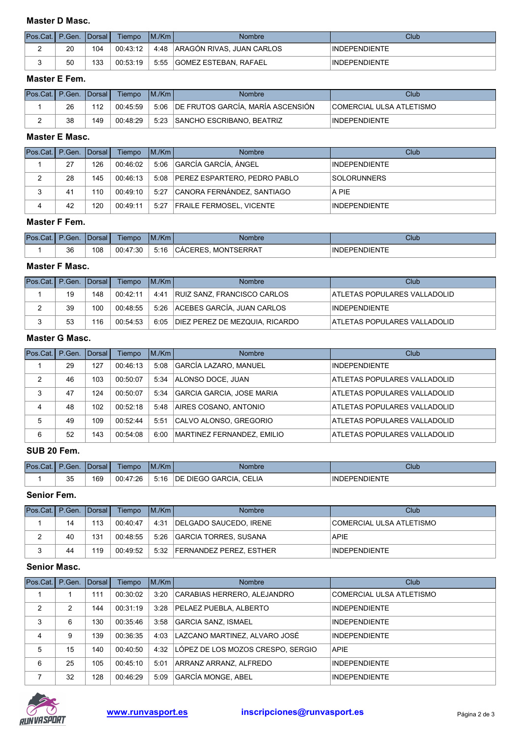### Master D Masc.

| Pos.Cat. | P.Gen. | Dorsal | Tiempo | M./Km | Nombre | Club |
|---|---|---|---|---|---|---|
| 2 | 20 | 104 | 00:43:12 | 4:48 | ARAGÓN RIVAS, JUAN CARLOS | INDEPENDIENTE |
| 3 | 50 | 133 | 00:53:19 | 5:55 | GOMEZ ESTEBAN, RAFAEL | INDEPENDIENTE |

### Master E Fem.

| Pos.Cat. | P.Gen. | Dorsal | Tiempo | M./Km | Nombre | Club |
|---|---|---|---|---|---|---|
| 1 | 26 | 112 | 00:45:59 | 5:06 | DE FRUTOS GARCÍA, MARÍA ASCENSIÓN | COMERCIAL ULSA ATLETISMO |
| 2 | 38 | 149 | 00:48:29 | 5:23 | SANCHO ESCRIBANO, BEATRIZ | INDEPENDIENTE |

### Master E Masc.

| Pos.Cat. | P.Gen. | Dorsal | Tiempo | M./Km | Nombre | Club |
|---|---|---|---|---|---|---|
| 1 | 27 | 126 | 00:46:02 | 5:06 | GARCÍA GARCÍA, ÁNGEL | INDEPENDIENTE |
| 2 | 28 | 145 | 00:46:13 | 5:08 | PEREZ ESPARTERO, PEDRO PABLO | SOLORUNNERS |
| 3 | 41 | 110 | 00:49:10 | 5:27 | CANORA FERNÁNDEZ, SANTIAGO | A PIE |
| 4 | 42 | 120 | 00:49:11 | 5:27 | FRAILE FERMOSEL, VICENTE | INDEPENDIENTE |

### Master F Fem.

| Pos.Cat. | P.Gen. | Dorsal | Tiempo | M./Km | Nombre | Club |
|---|---|---|---|---|---|---|
| 1 | 36 | 108 | 00:47:30 | 5:16 | CÁCERES, MONTSERRAT | INDEPENDIENTE |

### Master F Masc.

| Pos.Cat. | P.Gen. | Dorsal | Tiempo | M./Km | Nombre | Club |
|---|---|---|---|---|---|---|
| 1 | 19 | 148 | 00:42:11 | 4:41 | RUIZ SANZ, FRANCISCO CARLOS | ATLETAS POPULARES VALLADOLID |
| 2 | 39 | 100 | 00:48:55 | 5:26 | ACEBES GARCÍA, JUAN CARLOS | INDEPENDIENTE |
| 3 | 53 | 116 | 00:54:53 | 6:05 | DIEZ PEREZ DE MEZQUIA, RICARDO | ATLETAS POPULARES VALLADOLID |

### Master G Masc.

| Pos.Cat. | P.Gen. | Dorsal | Tiempo | M./Km | Nombre | Club |
|---|---|---|---|---|---|---|
| 1 | 29 | 127 | 00:46:13 | 5:08 | GARCÍA LAZARO, MANUEL | INDEPENDIENTE |
| 2 | 46 | 103 | 00:50:07 | 5:34 | ALONSO DOCE, JUAN | ATLETAS POPULARES VALLADOLID |
| 3 | 47 | 124 | 00:50:07 | 5:34 | GARCIA GARCIA, JOSE MARIA | ATLETAS POPULARES VALLADOLID |
| 4 | 48 | 102 | 00:52:18 | 5:48 | AIRES COSANO, ANTONIO | ATLETAS POPULARES VALLADOLID |
| 5 | 49 | 109 | 00:52:44 | 5:51 | CALVO ALONSO, GREGORIO | ATLETAS POPULARES VALLADOLID |
| 6 | 52 | 143 | 00:54:08 | 6:00 | MARTINEZ FERNANDEZ, EMILIO | ATLETAS POPULARES VALLADOLID |

### SUB 20 Fem.

| Pos.Cat. | P.Gen. | Dorsal | Tiempo | M./Km | Nombre | Club |
|---|---|---|---|---|---|---|
| 1 | 35 | 169 | 00:47:26 | 5:16 | DE DIEGO GARCIA, CELIA | INDEPENDIENTE |

### Senior Fem.

| Pos.Cat. | P.Gen. | Dorsal | Tiempo | M./Km | Nombre | Club |
|---|---|---|---|---|---|---|
| 1 | 14 | 113 | 00:40:47 | 4:31 | DELGADO SAUCEDO, IRENE | COMERCIAL ULSA ATLETISMO |
| 2 | 40 | 131 | 00:48:55 | 5:26 | GARCIA TORRES, SUSANA | APIE |
| 3 | 44 | 119 | 00:49:52 | 5:32 | FERNANDEZ PEREZ, ESTHER | INDEPENDIENTE |

### Senior Masc.

| Pos.Cat. | P.Gen. | Dorsal | Tiempo | M./Km | Nombre | Club |
|---|---|---|---|---|---|---|
| 1 | 1 | 111 | 00:30:02 | 3:20 | CARABIAS HERRERO, ALEJANDRO | COMERCIAL ULSA ATLETISMO |
| 2 | 2 | 144 | 00:31:19 | 3:28 | PELAEZ PUEBLA, ALBERTO | INDEPENDIENTE |
| 3 | 6 | 130 | 00:35:46 | 3:58 | GARCIA SANZ, ISMAEL | INDEPENDIENTE |
| 4 | 9 | 139 | 00:36:35 | 4:03 | LAZCANO MARTINEZ, ALVARO JOSÉ | INDEPENDIENTE |
| 5 | 15 | 140 | 00:40:50 | 4:32 | LÓPEZ DE LOS MOZOS CRESPO, SERGIO | APIE |
| 6 | 25 | 105 | 00:45:10 | 5:01 | ARRANZ ARRANZ, ALFREDO | INDEPENDIENTE |
| 7 | 32 | 128 | 00:46:29 | 5:09 | GARCÍA MONGE, ABEL | INDEPENDIENTE |

www.runvasport.es inscripciones@runvasport.es